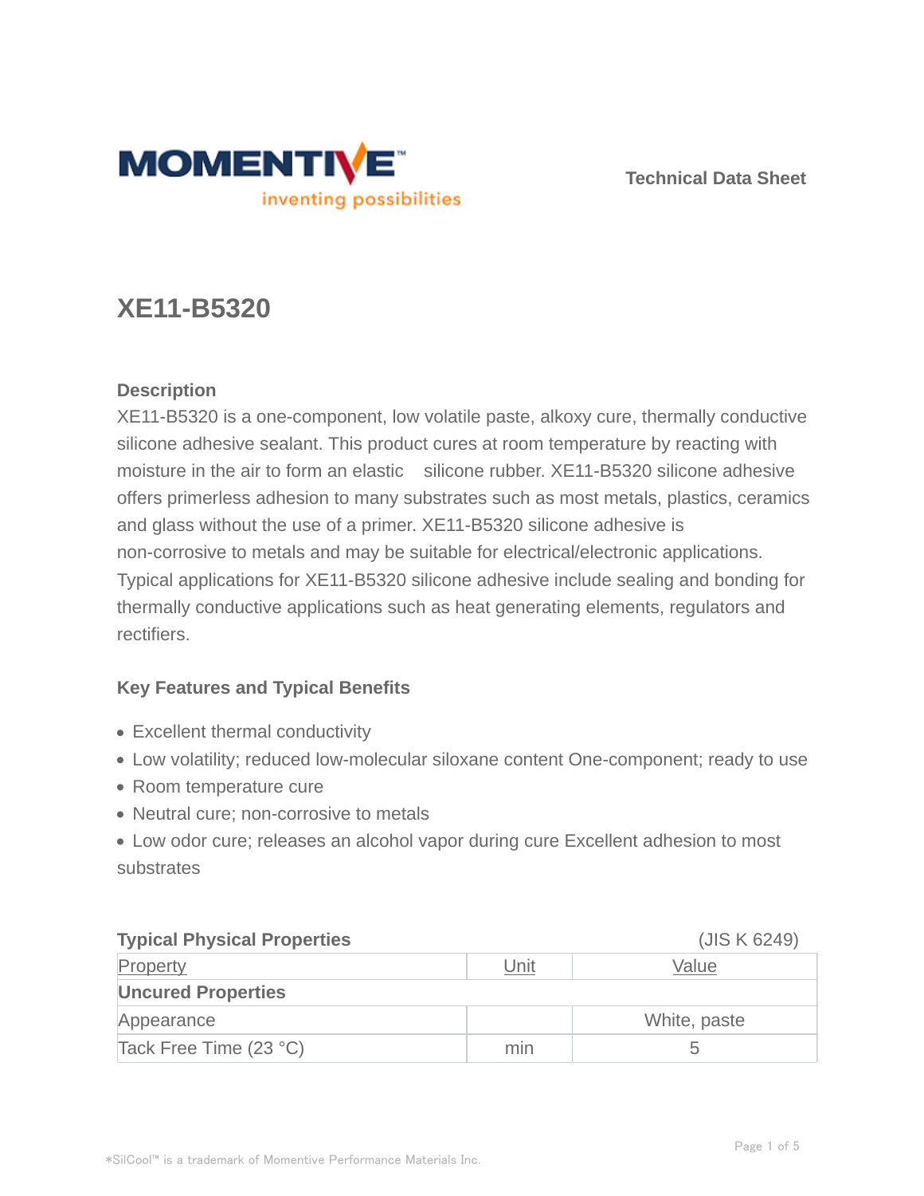Technical Data Sheet

# XE11-B5320

## Description

XE11-B5320 is a one-component, low volatile paste, alkoxy cure, thermally conductive silicone adhesive sealant. This product cures at room temperature by reacting with moisture in the air to form an elastic silicone rubber. XE11-B5320 silicone adhesive offers primerless adhesion to many substrates such as most metals, plastics, ceramics and glass without the use of a primer. XE11-B5320 silicone adhesive is non-corrosive to metals and may be suitable for electrical/electronic applications. Typical applications for XE11-B5320 silicone adhesive include sealing and bonding for thermally conductive applications such as heat generating elements, regulators and rectifiers.

## Key Features and Typical Benefits

- Excellent thermal conductivity
- Low volatility; reduced low-molecular siloxane content One-component; ready to use
- Room temperature cure
- Neutral cure; non-corrosive to metals
- Low odor cure; releases an alcohol vapor during cure Excellent adhesion to most substrates

## Typical Physical Properties

(JIS K 6249)

| Property | Unit | Value |
|---|---|---|
| **Uncured Properties** | | |
| Appearance | | White, paste |
| Tack Free Time (23 °C) | min | 5 |

*SilCool™ is a trademark of Momentive Performance Materials Inc.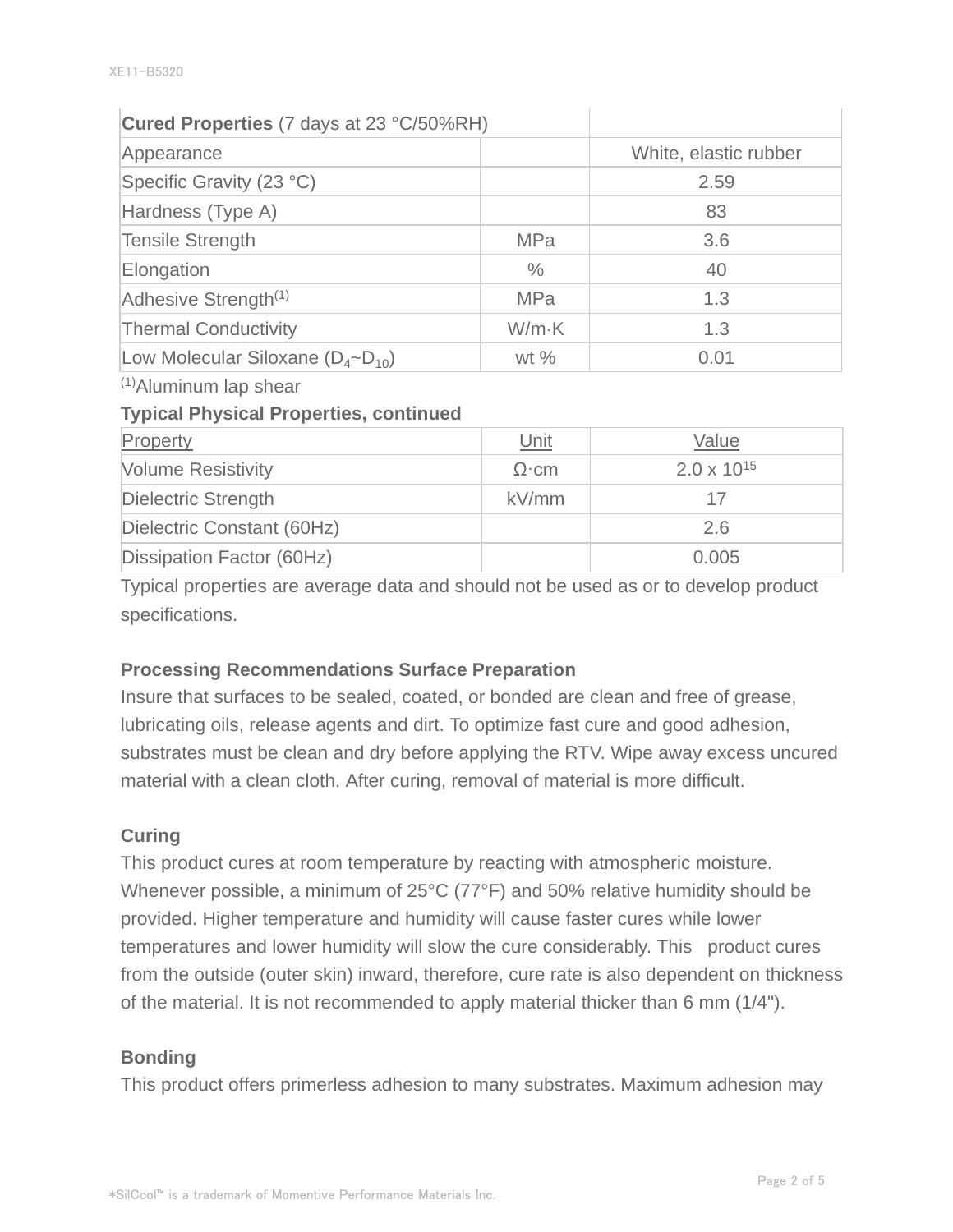| **Cured Properties** (7 days at 23 °C/50%RH) | | |
|---|---|---|
| Appearance | | White, elastic rubber |
| Specific Gravity (23 °C) | | 2.59 |
| Hardness (Type A) | | 83 |
| Tensile Strength | MPa | 3.6 |
| Elongation | % | 40 |
| Adhesive Strength[1] | MPa | 1.3 |
| Thermal Conductivity | W/m·K | 1.3 |
| Low Molecular Siloxane ($D_4$~$D_{10}$) | wt % | 0.01 |

[1]Aluminum lap shear

**Typical Physical Properties, continued**

| Property | Unit | Value |
|---|---|---|
| Volume Resistivity | Ω·cm | $2.0 \times 10^{15}$ |
| Dielectric Strength | kV/mm | 17 |
| Dielectric Constant (60Hz) | | 2.6 |
| Dissipation Factor (60Hz) | | 0.005 |

Typical properties are average data and should not be used as or to develop product specifications.

**Processing Recommendations Surface Preparation**

Insure that surfaces to be sealed, coated, or bonded are clean and free of grease, lubricating oils, release agents and dirt. To optimize fast cure and good adhesion, substrates must be clean and dry before applying the RTV. Wipe away excess uncured material with a clean cloth. After curing, removal of material is more difficult.

**Curing**

This product cures at room temperature by reacting with atmospheric moisture. Whenever possible, a minimum of 25°C (77°F) and 50% relative humidity should be provided. Higher temperature and humidity will cause faster cures while lower temperatures and lower humidity will slow the cure considerably. This product cures from the outside (outer skin) inward, therefore, cure rate is also dependent on thickness of the material. It is not recommended to apply material thicker than 6 mm (1/4").

**Bonding**

This product offers primerless adhesion to many substrates. Maximum adhesion may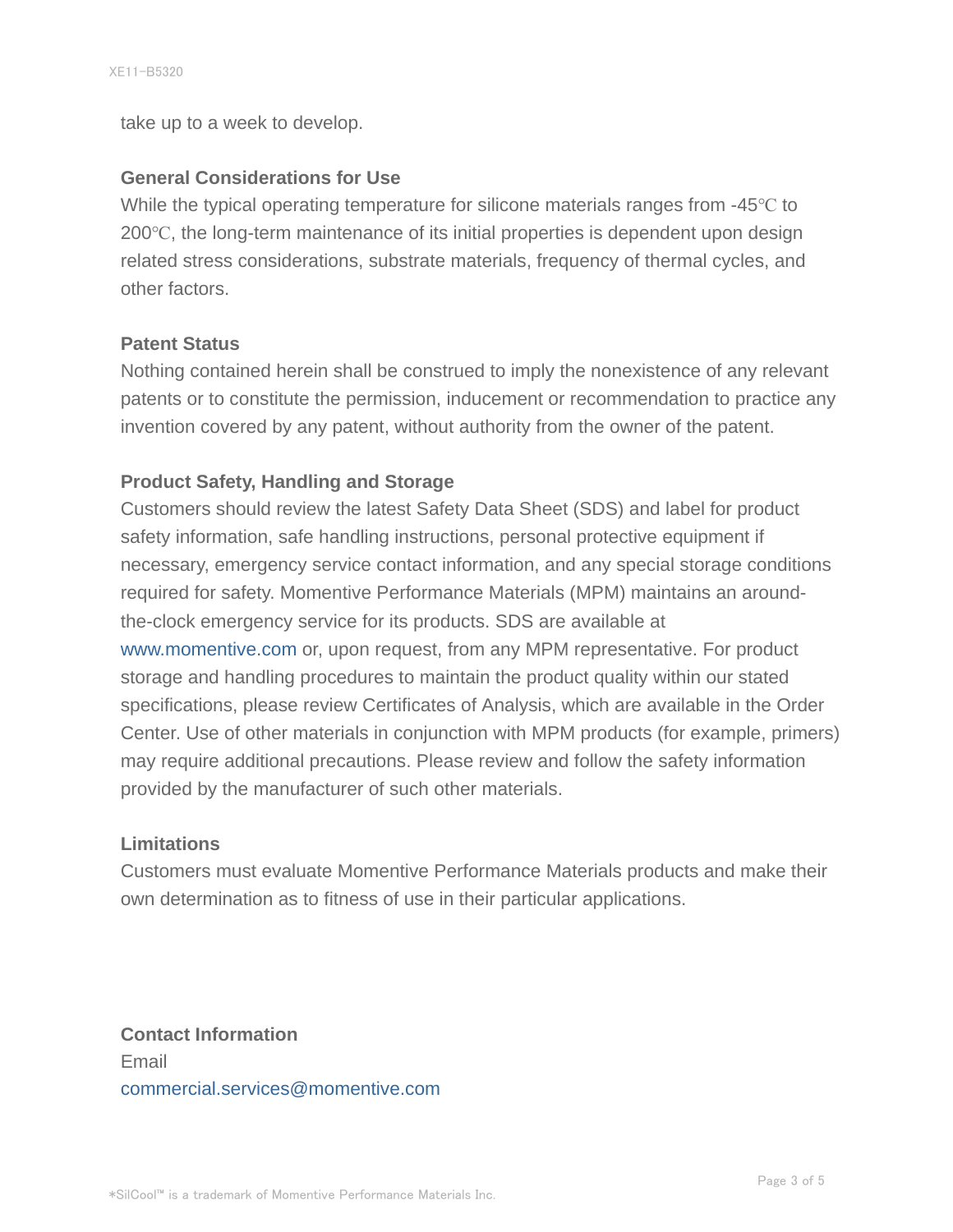take up to a week to develop.

### General Considerations for Use

While the typical operating temperature for silicone materials ranges from -45℃ to 200℃, the long-term maintenance of its initial properties is dependent upon design related stress considerations, substrate materials, frequency of thermal cycles, and other factors.

### Patent Status

Nothing contained herein shall be construed to imply the nonexistence of any relevant patents or to constitute the permission, inducement or recommendation to practice any invention covered by any patent, without authority from the owner of the patent.

### Product Safety, Handling and Storage

Customers should review the latest Safety Data Sheet (SDS) and label for product safety information, safe handling instructions, personal protective equipment if necessary, emergency service contact information, and any special storage conditions required for safety. Momentive Performance Materials (MPM) maintains an around-the-clock emergency service for its products. SDS are available at www.momentive.com or, upon request, from any MPM representative. For product storage and handling procedures to maintain the product quality within our stated specifications, please review Certificates of Analysis, which are available in the Order Center. Use of other materials in conjunction with MPM products (for example, primers) may require additional precautions. Please review and follow the safety information provided by the manufacturer of such other materials.

### Limitations

Customers must evaluate Momentive Performance Materials products and make their own determination as to fitness of use in their particular applications.

### Contact Information

Email
commercial.services@momentive.com

*SilCool™ is a trademark of Momentive Performance Materials Inc.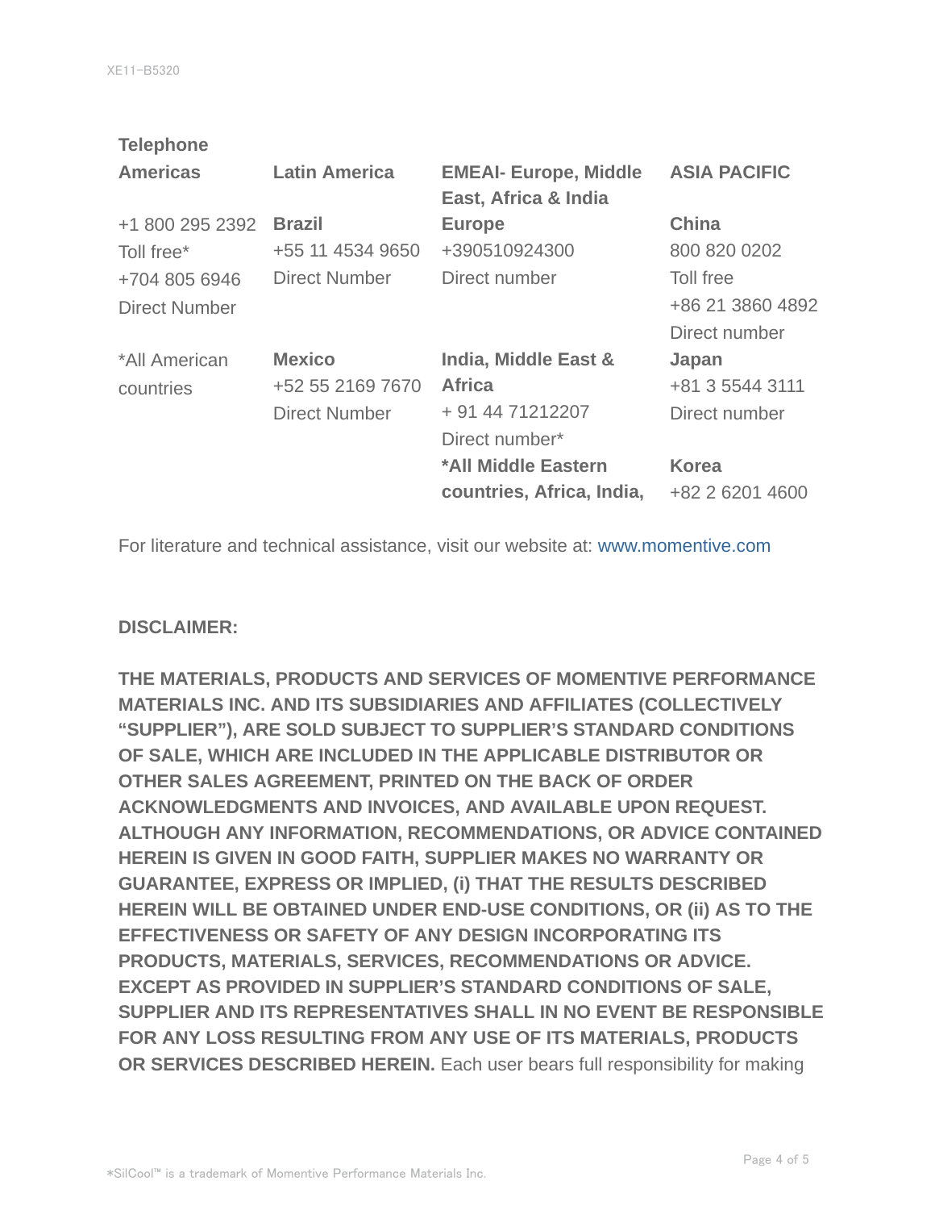**Telephone**

| Americas | Latin America | EMEAI- Europe, Middle East, Africa & India | ASIA PACIFIC |
|---|---|---|---|
| +1 800 295 2392<br>Toll free*<br>+704 805 6946<br>Direct Number | **Brazil**<br>+55 11 4534 9650<br>Direct Number | **Europe**<br>+390510924300<br>Direct number | **China**<br>800 820 0202<br>Toll free<br>+86 21 3860 4892<br>Direct number |
| *All American countries | **Mexico**<br>+52 55 2169 7670<br>Direct Number | **India, Middle East & Africa**<br>+ 91 44 71212207<br>Direct number* | **Japan**<br>+81 3 5544 3111<br>Direct number |
| | | ***All Middle Eastern countries, Africa, India,** | **Korea**<br>+82 2 6201 4600 |

For literature and technical assistance, visit our website at: www.momentive.com

**DISCLAIMER:**

**THE MATERIALS, PRODUCTS AND SERVICES OF MOMENTIVE PERFORMANCE MATERIALS INC. AND ITS SUBSIDIARIES AND AFFILIATES (COLLECTIVELY "SUPPLIER"), ARE SOLD SUBJECT TO SUPPLIER'S STANDARD CONDITIONS OF SALE, WHICH ARE INCLUDED IN THE APPLICABLE DISTRIBUTOR OR OTHER SALES AGREEMENT, PRINTED ON THE BACK OF ORDER ACKNOWLEDGMENTS AND INVOICES, AND AVAILABLE UPON REQUEST. ALTHOUGH ANY INFORMATION, RECOMMENDATIONS, OR ADVICE CONTAINED HEREIN IS GIVEN IN GOOD FAITH, SUPPLIER MAKES NO WARRANTY OR GUARANTEE, EXPRESS OR IMPLIED, (i) THAT THE RESULTS DESCRIBED HEREIN WILL BE OBTAINED UNDER END-USE CONDITIONS, OR (ii) AS TO THE EFFECTIVENESS OR SAFETY OF ANY DESIGN INCORPORATING ITS PRODUCTS, MATERIALS, SERVICES, RECOMMENDATIONS OR ADVICE. EXCEPT AS PROVIDED IN SUPPLIER'S STANDARD CONDITIONS OF SALE, SUPPLIER AND ITS REPRESENTATIVES SHALL IN NO EVENT BE RESPONSIBLE FOR ANY LOSS RESULTING FROM ANY USE OF ITS MATERIALS, PRODUCTS OR SERVICES DESCRIBED HEREIN.** Each user bears full responsibility for making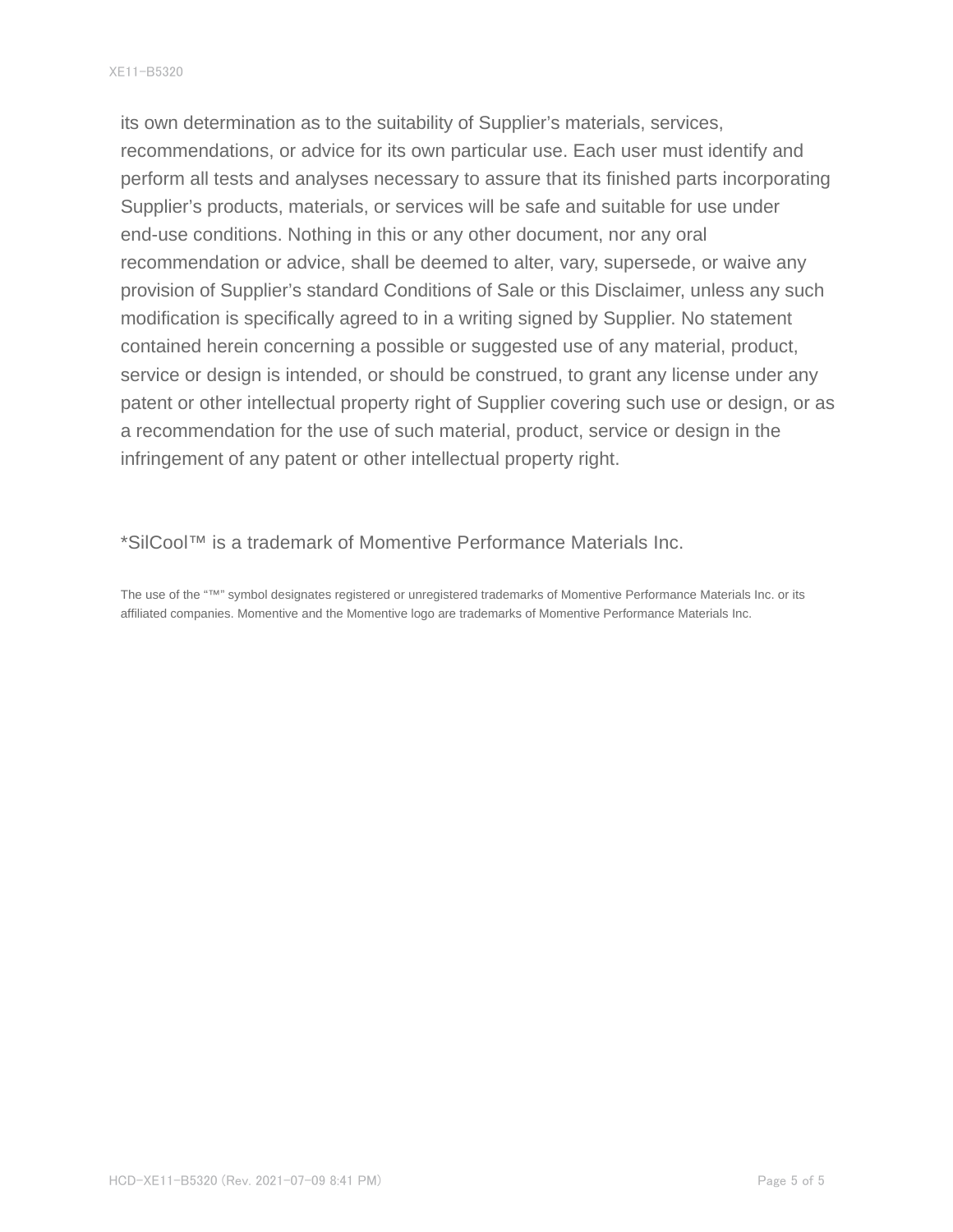its own determination as to the suitability of Supplier’s materials, services, recommendations, or advice for its own particular use. Each user must identify and perform all tests and analyses necessary to assure that its finished parts incorporating Supplier’s products, materials, or services will be safe and suitable for use under end-use conditions. Nothing in this or any other document, nor any oral recommendation or advice, shall be deemed to alter, vary, supersede, or waive any provision of Supplier’s standard Conditions of Sale or this Disclaimer, unless any such modification is specifically agreed to in a writing signed by Supplier. No statement contained herein concerning a possible or suggested use of any material, product, service or design is intended, or should be construed, to grant any license under any patent or other intellectual property right of Supplier covering such use or design, or as a recommendation for the use of such material, product, service or design in the infringement of any patent or other intellectual property right.

*SilCool™ is a trademark of Momentive Performance Materials Inc.

The use of the “™” symbol designates registered or unregistered trademarks of Momentive Performance Materials Inc. or its affiliated companies. Momentive and the Momentive logo are trademarks of Momentive Performance Materials Inc.